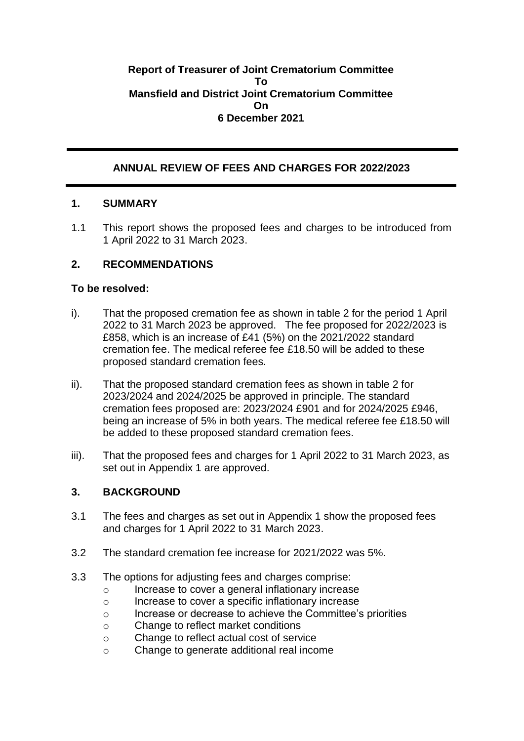**Report of Treasurer of Joint Crematorium Committee**
**To**
**Mansfield and District Joint Crematorium Committee**
**On**
**6 December 2021**

---

## ANNUAL REVIEW OF FEES AND CHARGES FOR 2022/2023

---

## 1. SUMMARY

1.1 This report shows the proposed fees and charges to be introduced from 1 April 2022 to 31 March 2023.

## 2. RECOMMENDATIONS

**To be resolved:**

i). That the proposed cremation fee as shown in table 2 for the period 1 April 2022 to 31 March 2023 be approved. The fee proposed for 2022/2023 is £858, which is an increase of £41 (5%) on the 2021/2022 standard cremation fee. The medical referee fee £18.50 will be added to these proposed standard cremation fees.

ii). That the proposed standard cremation fees as shown in table 2 for 2023/2024 and 2024/2025 be approved in principle. The standard cremation fees proposed are: 2023/2024 £901 and for 2024/2025 £946, being an increase of 5% in both years. The medical referee fee £18.50 will be added to these proposed standard cremation fees.

iii). That the proposed fees and charges for 1 April 2022 to 31 March 2023, as set out in Appendix 1 are approved.

## 3. BACKGROUND

3.1 The fees and charges as set out in Appendix 1 show the proposed fees and charges for 1 April 2022 to 31 March 2023.

3.2 The standard cremation fee increase for 2021/2022 was 5%.

3.3 The options for adjusting fees and charges comprise:

- Increase to cover a general inflationary increase
- Increase to cover a specific inflationary increase
- Increase or decrease to achieve the Committee's priorities
- Change to reflect market conditions
- Change to reflect actual cost of service
- Change to generate additional real income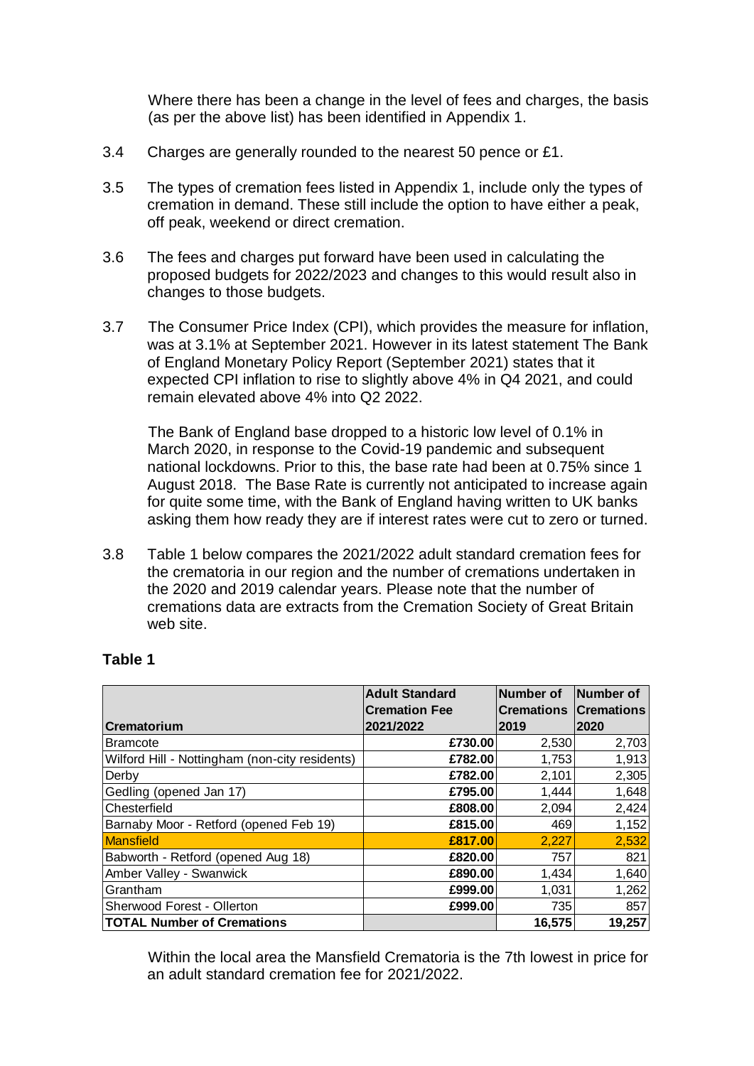Where there has been a change in the level of fees and charges, the basis (as per the above list) has been identified in Appendix 1.

3.4 Charges are generally rounded to the nearest 50 pence or £1.

3.5 The types of cremation fees listed in Appendix 1, include only the types of cremation in demand. These still include the option to have either a peak, off peak, weekend or direct cremation.

3.6 The fees and charges put forward have been used in calculating the proposed budgets for 2022/2023 and changes to this would result also in changes to those budgets.

3.7 The Consumer Price Index (CPI), which provides the measure for inflation, was at 3.1% at September 2021. However in its latest statement The Bank of England Monetary Policy Report (September 2021) states that it expected CPI inflation to rise to slightly above 4% in Q4 2021, and could remain elevated above 4% into Q2 2022.

The Bank of England base dropped to a historic low level of 0.1% in March 2020, in response to the Covid-19 pandemic and subsequent national lockdowns. Prior to this, the base rate had been at 0.75% since 1 August 2018. The Base Rate is currently not anticipated to increase again for quite some time, with the Bank of England having written to UK banks asking them how ready they are if interest rates were cut to zero or turned.

3.8 Table 1 below compares the 2021/2022 adult standard cremation fees for the crematoria in our region and the number of cremations undertaken in the 2020 and 2019 calendar years. Please note that the number of cremations data are extracts from the Cremation Society of Great Britain web site.

**Table 1**

| Crematorium | Adult Standard Cremation Fee 2021/2022 | Number of Cremations 2019 | Number of Cremations 2020 |
|---|---|---|---|
| Bramcote | £730.00 | 2,530 | 2,703 |
| Wilford Hill - Nottingham (non-city residents) | £782.00 | 1,753 | 1,913 |
| Derby | £782.00 | 2,101 | 2,305 |
| Gedling (opened Jan 17) | £795.00 | 1,444 | 1,648 |
| Chesterfield | £808.00 | 2,094 | 2,424 |
| Barnaby Moor - Retford (opened Feb 19) | £815.00 | 469 | 1,152 |
| Mansfield | £817.00 | 2,227 | 2,532 |
| Babworth - Retford (opened Aug 18) | £820.00 | 757 | 821 |
| Amber Valley - Swanwick | £890.00 | 1,434 | 1,640 |
| Grantham | £999.00 | 1,031 | 1,262 |
| Sherwood Forest - Ollerton | £999.00 | 735 | 857 |
| **TOTAL Number of Cremations** | | **16,575** | **19,257** |

Within the local area the Mansfield Crematoria is the 7th lowest in price for an adult standard cremation fee for 2021/2022.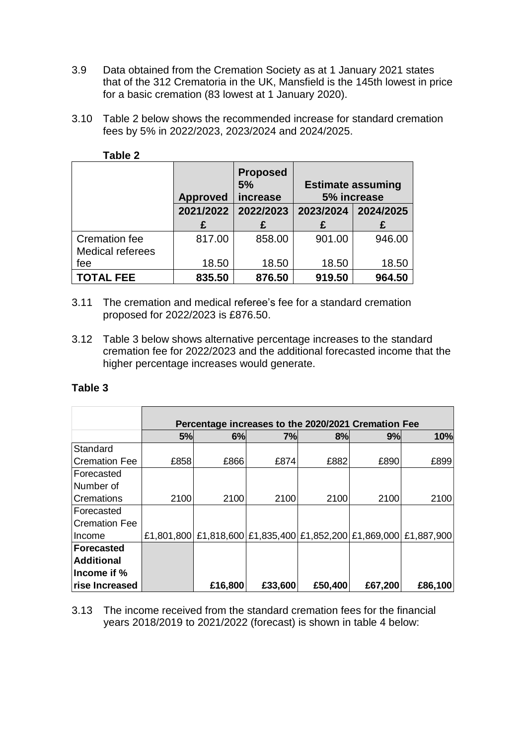3.9 Data obtained from the Cremation Society as at 1 January 2021 states that of the 312 Crematoria in the UK, Mansfield is the 145th lowest in price for a basic cremation (83 lowest at 1 January 2020).

3.10 Table 2 below shows the recommended increase for standard cremation fees by 5% in 2022/2023, 2023/2024 and 2024/2025.

**Table 2**

| | Approved | Proposed 5% increase | Estimate assuming 5% increase | |
|---|---|---|---|---|
| | 2021/2022 | 2022/2023 | 2023/2024 | 2024/2025 |
| | £ | £ | £ | £ |
| Cremation fee | 817.00 | 858.00 | 901.00 | 946.00 |
| Medical referees fee | 18.50 | 18.50 | 18.50 | 18.50 |
| **TOTAL FEE** | **835.50** | **876.50** | **919.50** | **964.50** |

3.11 The cremation and medical referee's fee for a standard cremation proposed for 2022/2023 is £876.50.

3.12 Table 3 below shows alternative percentage increases to the standard cremation fee for 2022/2023 and the additional forecasted income that the higher percentage increases would generate.

**Table 3**

| | Percentage increases to the 2020/2021 Cremation Fee | | | | | |
|---|---|---|---|---|---|---|
| | **5%** | **6%** | **7%** | **8%** | **9%** | **10%** |
| Standard Cremation Fee | £858 | £866 | £874 | £882 | £890 | £899 |
| Forecasted Number of Cremations | 2100 | 2100 | 2100 | 2100 | 2100 | 2100 |
| Forecasted Cremation Fee Income | £1,801,800 | £1,818,600 | £1,835,400 | £1,852,200 | £1,869,000 | £1,887,900 |
| **Forecasted Additional Income if % rise Increased** | | **£16,800** | **£33,600** | **£50,400** | **£67,200** | **£86,100** |

3.13 The income received from the standard cremation fees for the financial years 2018/2019 to 2021/2022 (forecast) is shown in table 4 below: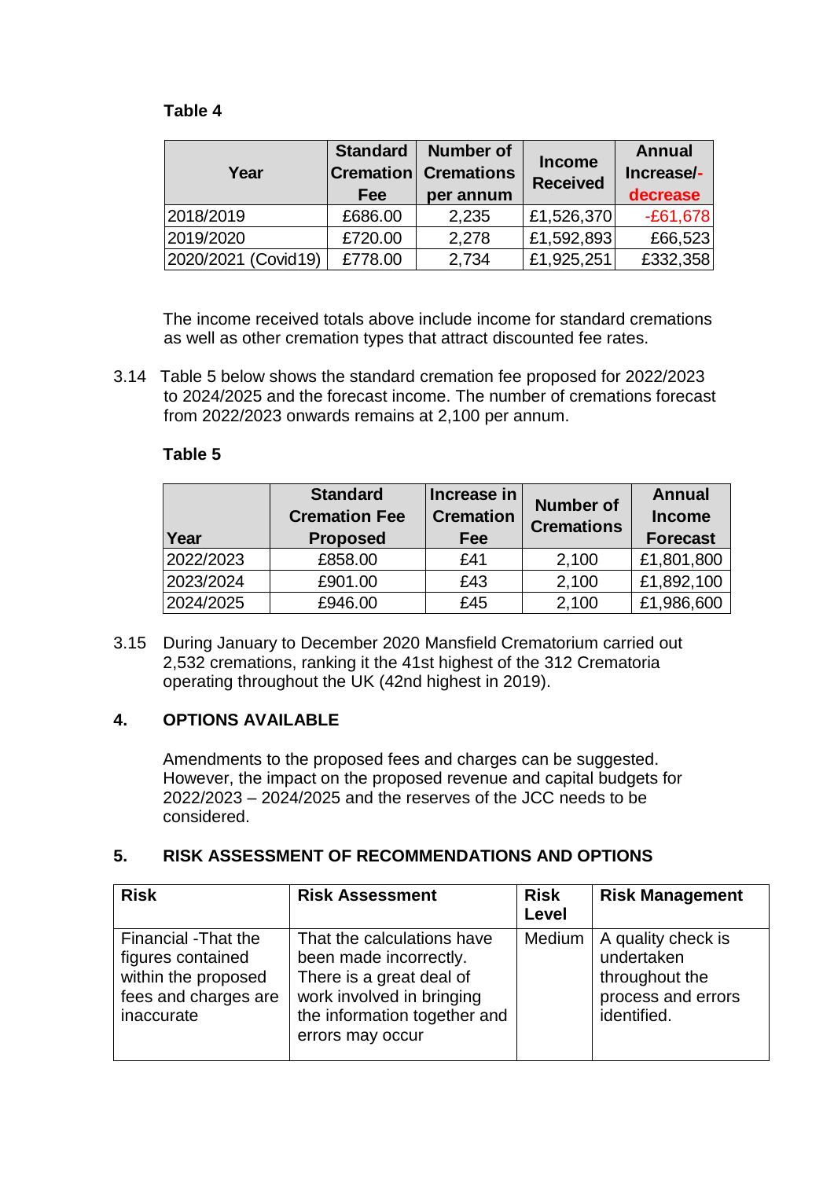**Table 4**

| Year | Standard Cremation Fee | Number of Cremations per annum | Income Received | Annual Increase/-decrease |
|---|---|---|---|---|
| 2018/2019 | £686.00 | 2,235 | £1,526,370 | -£61,678 |
| 2019/2020 | £720.00 | 2,278 | £1,592,893 | £66,523 |
| 2020/2021 (Covid19) | £778.00 | 2,734 | £1,925,251 | £332,358 |

The income received totals above include income for standard cremations as well as other cremation types that attract discounted fee rates.

3.14 Table 5 below shows the standard cremation fee proposed for 2022/2023 to 2024/2025 and the forecast income. The number of cremations forecast from 2022/2023 onwards remains at 2,100 per annum.

**Table 5**

| Year | Standard Cremation Fee Proposed | Increase in Cremation Fee | Number of Cremations | Annual Income Forecast |
|---|---|---|---|---|
| 2022/2023 | £858.00 | £41 | 2,100 | £1,801,800 |
| 2023/2024 | £901.00 | £43 | 2,100 | £1,892,100 |
| 2024/2025 | £946.00 | £45 | 2,100 | £1,986,600 |

3.15 During January to December 2020 Mansfield Crematorium carried out 2,532 cremations, ranking it the 41st highest of the 312 Crematoria operating throughout the UK (42nd highest in 2019).

## 4. OPTIONS AVAILABLE

Amendments to the proposed fees and charges can be suggested. However, the impact on the proposed revenue and capital budgets for 2022/2023 – 2024/2025 and the reserves of the JCC needs to be considered.

## 5. RISK ASSESSMENT OF RECOMMENDATIONS AND OPTIONS

| Risk | Risk Assessment | Risk Level | Risk Management |
|---|---|---|---|
| Financial -That the figures contained within the proposed fees and charges are inaccurate | That the calculations have been made incorrectly. There is a great deal of work involved in bringing the information together and errors may occur | Medium | A quality check is undertaken throughout the process and errors identified. |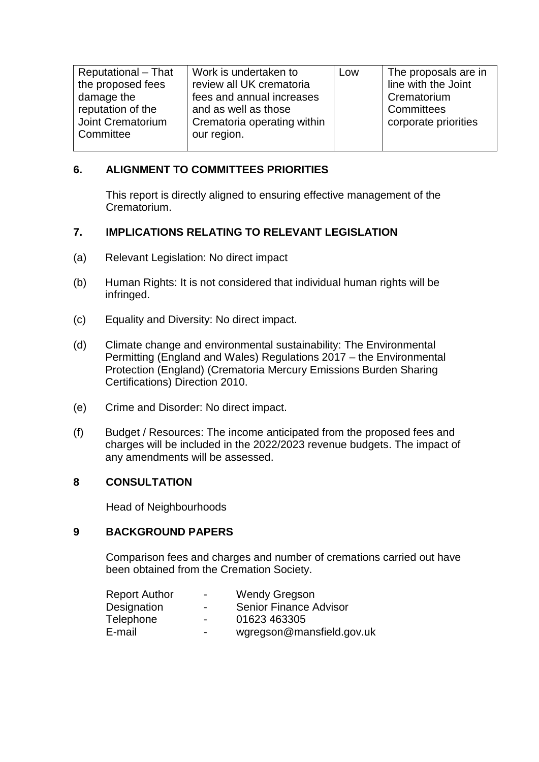| Reputational – That the proposed fees damage the reputation of the Joint Crematorium Committee | Work is undertaken to review all UK crematoria fees and annual increases and as well as those Crematoria operating within our region. | Low | The proposals are in line with the Joint Crematorium Committees corporate priorities |
|---|---|---|---|

## 6. ALIGNMENT TO COMMITTEES PRIORITIES

This report is directly aligned to ensuring effective management of the Crematorium.

## 7. IMPLICATIONS RELATING TO RELEVANT LEGISLATION

(a) Relevant Legislation: No direct impact

(b) Human Rights: It is not considered that individual human rights will be infringed.

(c) Equality and Diversity: No direct impact.

(d) Climate change and environmental sustainability: The Environmental Permitting (England and Wales) Regulations 2017 – the Environmental Protection (England) (Crematoria Mercury Emissions Burden Sharing Certifications) Direction 2010.

(e) Crime and Disorder: No direct impact.

(f) Budget / Resources: The income anticipated from the proposed fees and charges will be included in the 2022/2023 revenue budgets. The impact of any amendments will be assessed.

## 8 CONSULTATION

Head of Neighbourhoods

## 9 BACKGROUND PAPERS

Comparison fees and charges and number of cremations carried out have been obtained from the Cremation Society.

| | | |
|---|---|---|
| Report Author | - | Wendy Gregson |
| Designation | - | Senior Finance Advisor |
| Telephone | - | 01623 463305 |
| E-mail | - | wgregson@mansfield.gov.uk |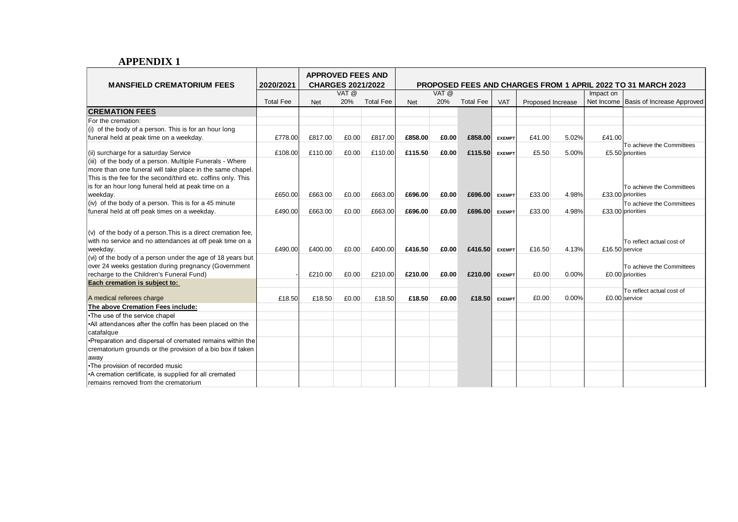## APPENDIX 1

| MANSFIELD CREMATORIUM FEES | 2020/2021 | APPROVED FEES AND CHARGES 2021/2022 | | | PROPOSED FEES AND CHARGES FROM 1 APRIL 2022 TO 31 MARCH 2023 | | | | | | | |
|---|---|---|---|---|---|---|---|---|---|---|---|---|
| | | | VAT @ | | | VAT @ | | | | | Impact on | |
| | Total Fee | Net | 20% | Total Fee | Net | 20% | Total Fee | VAT | Proposed Increase | | Net Income | Basis of Increase Approved |
| **CREMATION FEES** | | | | | | | | | | | | |
| For the cremation: | | | | | | | | | | | | |
| (i) of the body of a person. This is for an hour long funeral held at peak time on a weekday. | £778.00 | £817.00 | £0.00 | £817.00 | **£858.00** | **£0.00** | **£858.00** | EXEMPT | £41.00 | 5.02% | £41.00 | |
| (ii) surcharge for a saturday Service | £108.00 | £110.00 | £0.00 | £110.00 | **£115.50** | **£0.00** | **£115.50** | EXEMPT | £5.50 | 5.00% | £5.50 | To achieve the Committees priorities |
| (iii) of the body of a person. Multiple Funerals - Where more than one funeral will take place in the same chapel. This is the fee for the second/third etc. coffins only. This is for an hour long funeral held at peak time on a weekday. | £650.00 | £663.00 | £0.00 | £663.00 | **£696.00** | **£0.00** | **£696.00** | EXEMPT | £33.00 | 4.98% | £33.00 | To achieve the Committees priorities |
| (iv) of the body of a person. This is for a 45 minute funeral held at off peak times on a weekday. | £490.00 | £663.00 | £0.00 | £663.00 | **£696.00** | **£0.00** | **£696.00** | EXEMPT | £33.00 | 4.98% | £33.00 | To achieve the Committees priorities |
| (v) of the body of a person.This is a direct cremation fee, with no service and no attendances at off peak time on a weekday. | £490.00 | £400.00 | £0.00 | £400.00 | **£416.50** | **£0.00** | **£416.50** | EXEMPT | £16.50 | 4.13% | £16.50 | To reflect actual cost of service |
| (vi) of the body of a person under the age of 18 years but over 24 weeks gestation during pregnancy (Government recharge to the Children's Funeral Fund) | - | £210.00 | £0.00 | £210.00 | **£210.00** | **£0.00** | **£210.00** | EXEMPT | £0.00 | 0.00% | £0.00 | To achieve the Committees priorities |
| **Each cremation is subject to:** | | | | | | | | | | | | |
| A medical referees charge | £18.50 | £18.50 | £0.00 | £18.50 | **£18.50** | **£0.00** | **£18.50** | EXEMPT | £0.00 | 0.00% | £0.00 | To reflect actual cost of service |
| **The above Cremation Fees include:** | | | | | | | | | | | | |
| •The use of the service chapel | | | | | | | | | | | | |
| •All attendances after the coffin has been placed on the catafalque | | | | | | | | | | | | |
| •Preparation and dispersal of cremated remains within the crematorium grounds or the provision of a bio box if taken away | | | | | | | | | | | | |
| •The provision of recorded music | | | | | | | | | | | | |
| •A cremation certificate, is supplied for all cremated remains removed from the crematorium | | | | | | | | | | | | |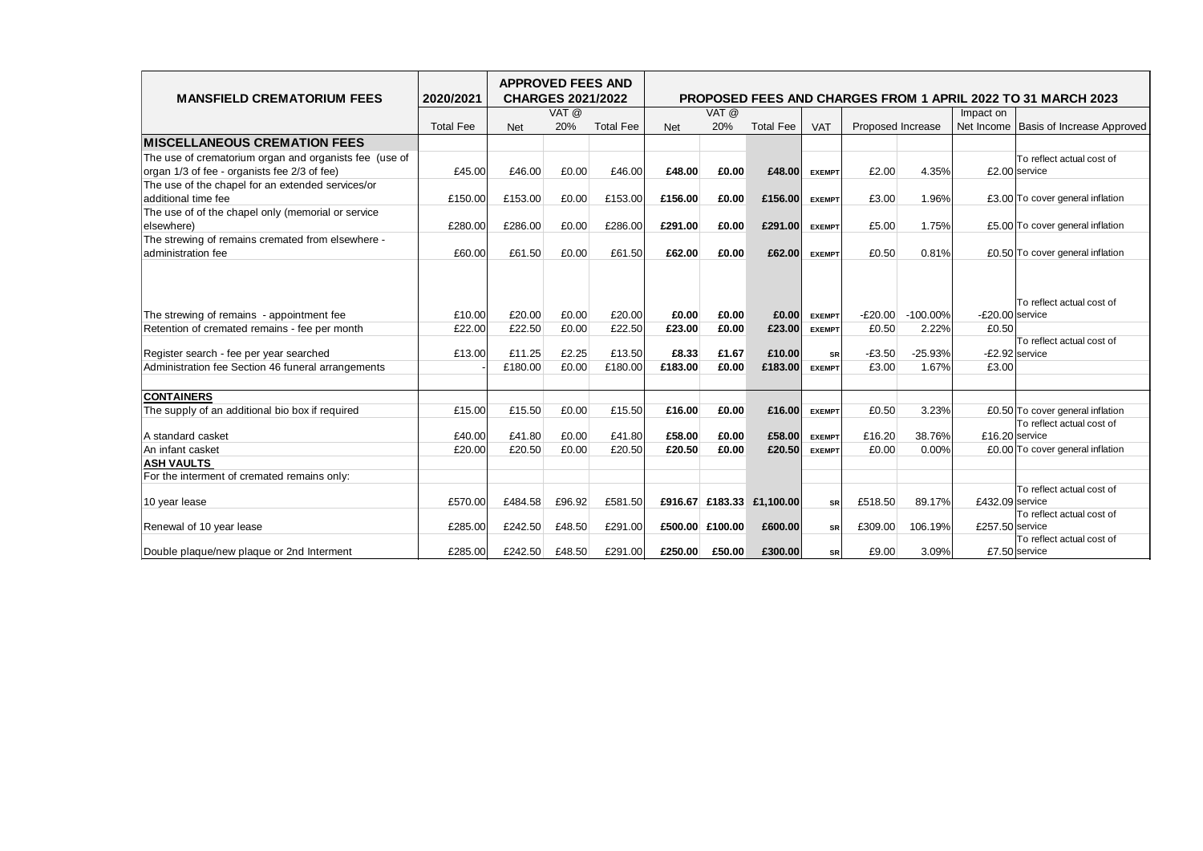| MANSFIELD CREMATORIUM FEES | 2020/2021 | APPROVED FEES AND CHARGES 2021/2022 | | | PROPOSED FEES AND CHARGES FROM 1 APRIL 2022 TO 31 MARCH 2023 | | | | | | | |
|---|---|---|---|---|---|---|---|---|---|---|---|---|
| | | | VAT @ | | | VAT @ | | | | | Impact on | |
| | Total Fee | Net | 20% | Total Fee | Net | 20% | Total Fee | VAT | Proposed Increase | | Net Income | Basis of Increase Approved |
| **MISCELLANEOUS CREMATION FEES** | | | | | | | | | | | | |
| The use of crematorium organ and organists fee (use of organ 1/3 of fee - organists fee 2/3 of fee) | £45.00 | £46.00 | £0.00 | £46.00 | **£48.00** | **£0.00** | **£48.00** | EXEMPT | £2.00 | 4.35% | £2.00 | To reflect actual cost of service |
| The use of the chapel for an extended services/or additional time fee | £150.00 | £153.00 | £0.00 | £153.00 | **£156.00** | **£0.00** | **£156.00** | EXEMPT | £3.00 | 1.96% | £3.00 | To cover general inflation |
| The use of of the chapel only (memorial or service elsewhere) | £280.00 | £286.00 | £0.00 | £286.00 | **£291.00** | **£0.00** | **£291.00** | EXEMPT | £5.00 | 1.75% | £5.00 | To cover general inflation |
| The strewing of remains cremated from elsewhere - administration fee | £60.00 | £61.50 | £0.00 | £61.50 | **£62.00** | **£0.00** | **£62.00** | EXEMPT | £0.50 | 0.81% | £0.50 | To cover general inflation |
| The strewing of remains - appointment fee | £10.00 | £20.00 | £0.00 | £20.00 | **£0.00** | **£0.00** | **£0.00** | EXEMPT | -£20.00 | -100.00% | -£20.00 | To reflect actual cost of service |
| Retention of cremated remains - fee per month | £22.00 | £22.50 | £0.00 | £22.50 | **£23.00** | **£0.00** | **£23.00** | EXEMPT | £0.50 | 2.22% | £0.50 | |
| Register search - fee per year searched | £13.00 | £11.25 | £2.25 | £13.50 | **£8.33** | **£1.67** | **£10.00** | SR | -£3.50 | -25.93% | -£2.92 | To reflect actual cost of service |
| Administration fee Section 46 funeral arrangements | - | £180.00 | £0.00 | £180.00 | **£183.00** | **£0.00** | **£183.00** | EXEMPT | £3.00 | 1.67% | £3.00 | |
| **CONTAINERS** | | | | | | | | | | | | |
| The supply of an additional bio box if required | £15.00 | £15.50 | £0.00 | £15.50 | **£16.00** | **£0.00** | **£16.00** | EXEMPT | £0.50 | 3.23% | £0.50 | To cover general inflation |
| A standard casket | £40.00 | £41.80 | £0.00 | £41.80 | **£58.00** | **£0.00** | **£58.00** | EXEMPT | £16.20 | 38.76% | £16.20 | To reflect actual cost of service |
| An infant casket | £20.00 | £20.50 | £0.00 | £20.50 | **£20.50** | **£0.00** | **£20.50** | EXEMPT | £0.00 | 0.00% | £0.00 | To cover general inflation |
| **ASH VAULTS** | | | | | | | | | | | | |
| For the interment of cremated remains only: | | | | | | | | | | | | |
| 10 year lease | £570.00 | £484.58 | £96.92 | £581.50 | **£916.67** | **£183.33** | **£1,100.00** | SR | £518.50 | 89.17% | £432.09 | To reflect actual cost of service |
| Renewal of 10 year lease | £285.00 | £242.50 | £48.50 | £291.00 | **£500.00** | **£100.00** | **£600.00** | SR | £309.00 | 106.19% | £257.50 | To reflect actual cost of service |
| Double plaque/new plaque or 2nd Interment | £285.00 | £242.50 | £48.50 | £291.00 | **£250.00** | **£50.00** | **£300.00** | SR | £9.00 | 3.09% | £7.50 | To reflect actual cost of service |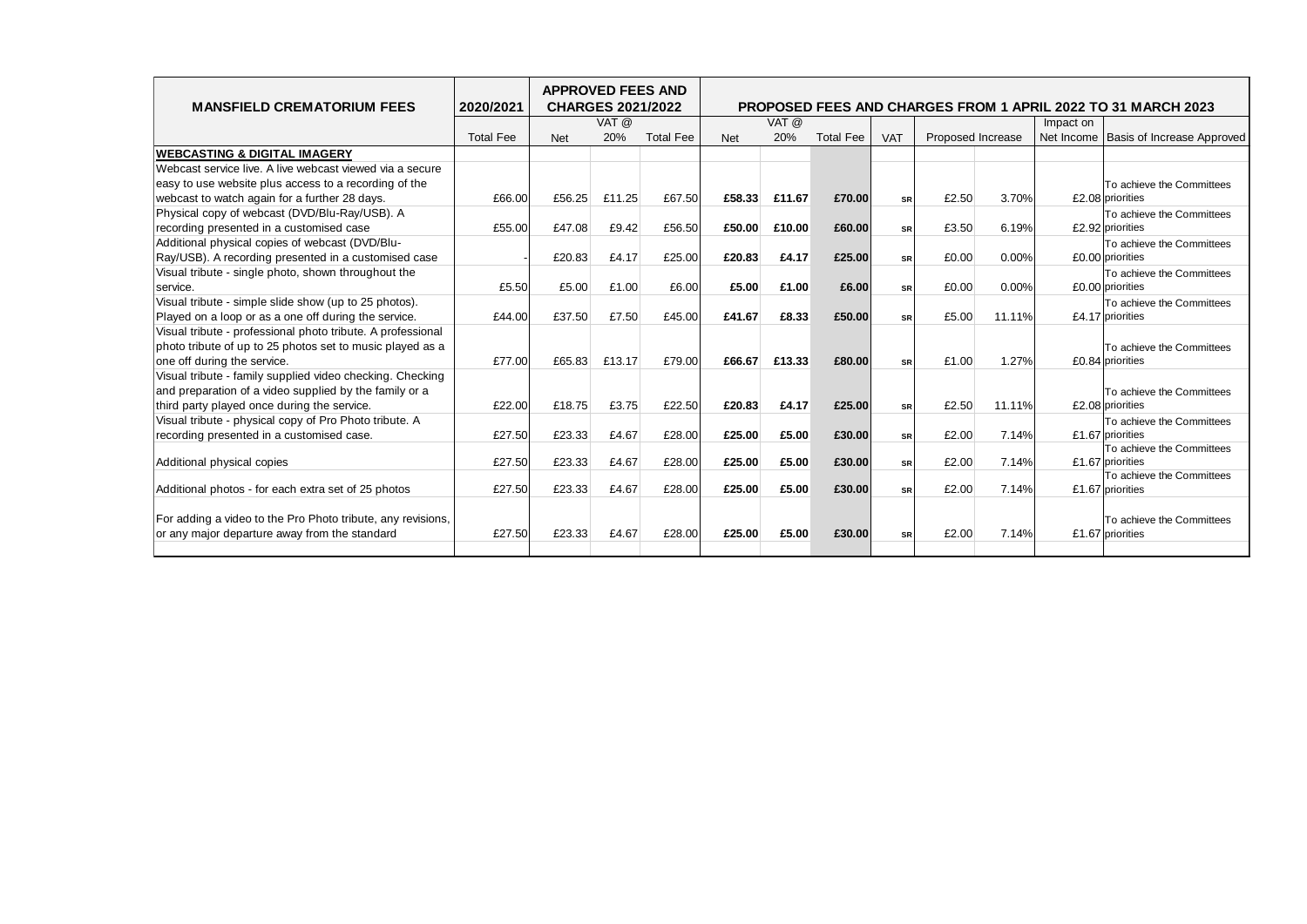| MANSFIELD CREMATORIUM FEES | 2020/2021 | APPROVED FEES AND CHARGES 2021/2022 | | | PROPOSED FEES AND CHARGES FROM 1 APRIL 2022 TO 31 MARCH 2023 | | | | | | | |
|---|---|---|---|---|---|---|---|---|---|---|---|---|
| | | | VAT @ | | | VAT @ | | | | | Impact on | |
| | Total Fee | Net | 20% | Total Fee | Net | 20% | Total Fee | VAT | Proposed Increase | | Net Income | Basis of Increase Approved |
| **WEBCASTING & DIGITAL IMAGERY** | | | | | | | | | | | | |
| Webcast service live. A live webcast viewed via a secure easy to use website plus access to a recording of the webcast to watch again for a further 28 days. | £66.00 | £56.25 | £11.25 | £67.50 | **£58.33** | **£11.67** | **£70.00** | SR | £2.50 | 3.70% | £2.08 | To achieve the Committees priorities |
| Physical copy of webcast (DVD/Blu-Ray/USB). A recording presented in a customised case | £55.00 | £47.08 | £9.42 | £56.50 | **£50.00** | **£10.00** | **£60.00** | SR | £3.50 | 6.19% | £2.92 | To achieve the Committees priorities |
| Additional physical copies of webcast (DVD/Blu-Ray/USB). A recording presented in a customised case | - | £20.83 | £4.17 | £25.00 | **£20.83** | **£4.17** | **£25.00** | SR | £0.00 | 0.00% | £0.00 | To achieve the Committees priorities |
| Visual tribute - single photo, shown throughout the service. | £5.50 | £5.00 | £1.00 | £6.00 | **£5.00** | **£1.00** | **£6.00** | SR | £0.00 | 0.00% | £0.00 | To achieve the Committees priorities |
| Visual tribute - simple slide show (up to 25 photos). Played on a loop or as a one off during the service. | £44.00 | £37.50 | £7.50 | £45.00 | **£41.67** | **£8.33** | **£50.00** | SR | £5.00 | 11.11% | £4.17 | To achieve the Committees priorities |
| Visual tribute - professional photo tribute. A professional photo tribute of up to 25 photos set to music played as a one off during the service. | £77.00 | £65.83 | £13.17 | £79.00 | **£66.67** | **£13.33** | **£80.00** | SR | £1.00 | 1.27% | £0.84 | To achieve the Committees priorities |
| Visual tribute - family supplied video checking. Checking and preparation of a video supplied by the family or a third party played once during the service. | £22.00 | £18.75 | £3.75 | £22.50 | **£20.83** | **£4.17** | **£25.00** | SR | £2.50 | 11.11% | £2.08 | To achieve the Committees priorities |
| Visual tribute - physical copy of Pro Photo tribute. A recording presented in a customised case. | £27.50 | £23.33 | £4.67 | £28.00 | **£25.00** | **£5.00** | **£30.00** | SR | £2.00 | 7.14% | £1.67 | To achieve the Committees priorities |
| Additional physical copies | £27.50 | £23.33 | £4.67 | £28.00 | **£25.00** | **£5.00** | **£30.00** | SR | £2.00 | 7.14% | £1.67 | To achieve the Committees priorities |
| Additional photos - for each extra set of 25 photos | £27.50 | £23.33 | £4.67 | £28.00 | **£25.00** | **£5.00** | **£30.00** | SR | £2.00 | 7.14% | £1.67 | To achieve the Committees priorities |
| For adding a video to the Pro Photo tribute, any revisions, or any major departure away from the standard | £27.50 | £23.33 | £4.67 | £28.00 | **£25.00** | **£5.00** | **£30.00** | SR | £2.00 | 7.14% | £1.67 | To achieve the Committees priorities |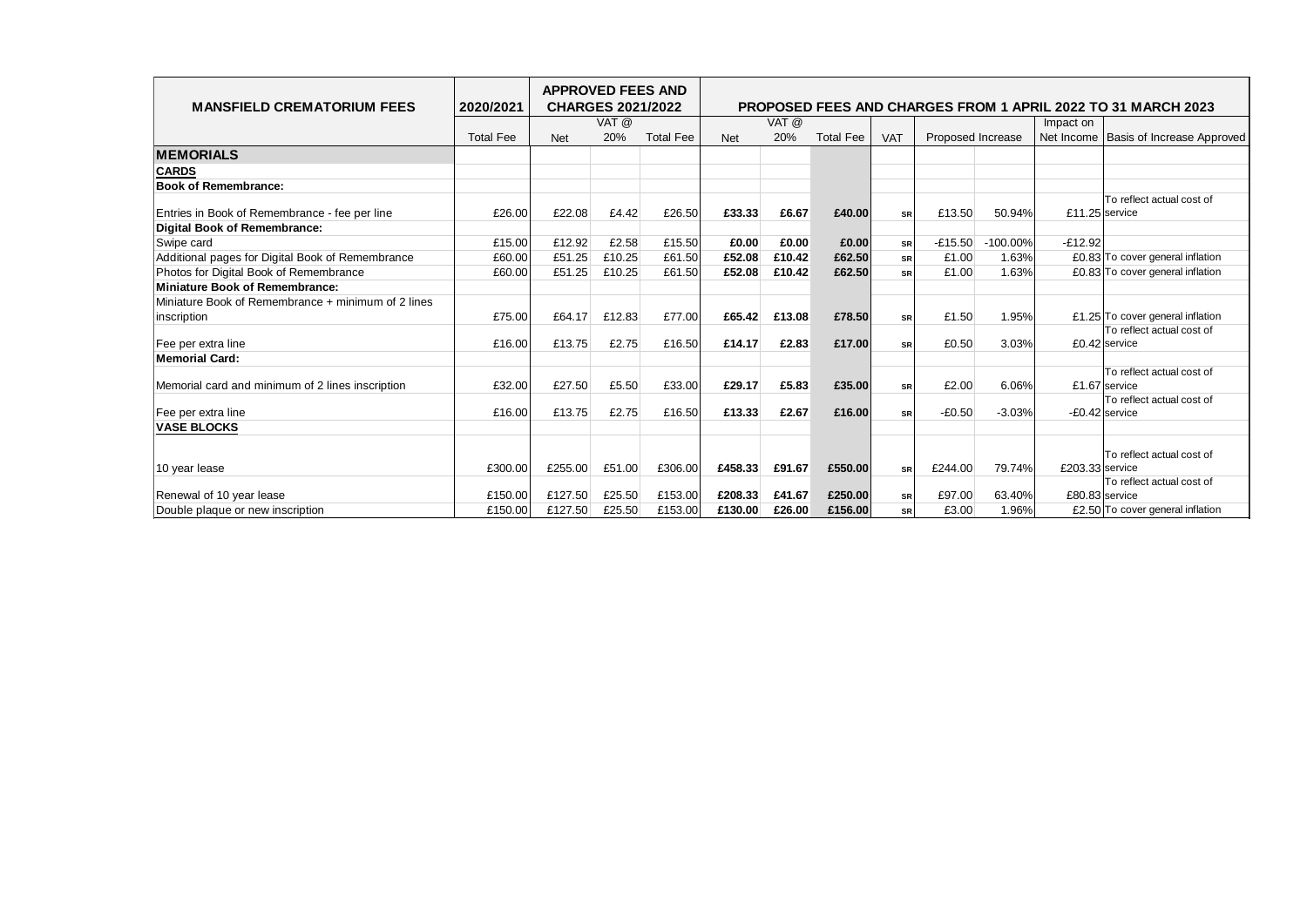| MANSFIELD CREMATORIUM FEES | 2020/2021 | APPROVED FEES AND CHARGES 2021/2022 | | | PROPOSED FEES AND CHARGES FROM 1 APRIL 2022 TO 31 MARCH 2023 | | | | | | | |
|---|---|---|---|---|---|---|---|---|---|---|---|---|
| | | | VAT @ | | | VAT @ | | | | | Impact on | |
| | Total Fee | Net | 20% | Total Fee | Net | 20% | Total Fee | VAT | Proposed Increase | | Net Income | Basis of Increase Approved |
| **MEMORIALS** | | | | | | | | | | | | |
| **CARDS** | | | | | | | | | | | | |
| **Book of Remembrance:** | | | | | | | | | | | | |
| Entries in Book of Remembrance - fee per line | £26.00 | £22.08 | £4.42 | £26.50 | **£33.33** | **£6.67** | **£40.00** | SR | £13.50 | 50.94% | £11.25 | To reflect actual cost of service |
| **Digital Book of Remembrance:** | | | | | | | | | | | | |
| Swipe card | £15.00 | £12.92 | £2.58 | £15.50 | **£0.00** | **£0.00** | **£0.00** | SR | -£15.50 | -100.00% | -£12.92 | |
| Additional pages for Digital Book of Remembrance | £60.00 | £51.25 | £10.25 | £61.50 | **£52.08** | **£10.42** | **£62.50** | SR | £1.00 | 1.63% | £0.83 | To cover general inflation |
| Photos for Digital Book of Remembrance | £60.00 | £51.25 | £10.25 | £61.50 | **£52.08** | **£10.42** | **£62.50** | SR | £1.00 | 1.63% | £0.83 | To cover general inflation |
| **Miniature Book of Remembrance:** | | | | | | | | | | | | |
| Miniature Book of Remembrance + minimum of 2 lines inscription | £75.00 | £64.17 | £12.83 | £77.00 | **£65.42** | **£13.08** | **£78.50** | SR | £1.50 | 1.95% | £1.25 | To cover general inflation |
| Fee per extra line | £16.00 | £13.75 | £2.75 | £16.50 | **£14.17** | **£2.83** | **£17.00** | SR | £0.50 | 3.03% | £0.42 | To reflect actual cost of service |
| **Memorial Card:** | | | | | | | | | | | | |
| Memorial card and minimum of 2 lines inscription | £32.00 | £27.50 | £5.50 | £33.00 | **£29.17** | **£5.83** | **£35.00** | SR | £2.00 | 6.06% | £1.67 | To reflect actual cost of service |
| Fee per extra line | £16.00 | £13.75 | £2.75 | £16.50 | **£13.33** | **£2.67** | **£16.00** | SR | -£0.50 | -3.03% | -£0.42 | To reflect actual cost of service |
| **VASE BLOCKS** | | | | | | | | | | | | |
| 10 year lease | £300.00 | £255.00 | £51.00 | £306.00 | **£458.33** | **£91.67** | **£550.00** | SR | £244.00 | 79.74% | £203.33 | To reflect actual cost of service |
| Renewal of 10 year lease | £150.00 | £127.50 | £25.50 | £153.00 | **£208.33** | **£41.67** | **£250.00** | SR | £97.00 | 63.40% | £80.83 | To reflect actual cost of service |
| Double plaque or new inscription | £150.00 | £127.50 | £25.50 | £153.00 | **£130.00** | **£26.00** | **£156.00** | SR | £3.00 | 1.96% | £2.50 | To cover general inflation |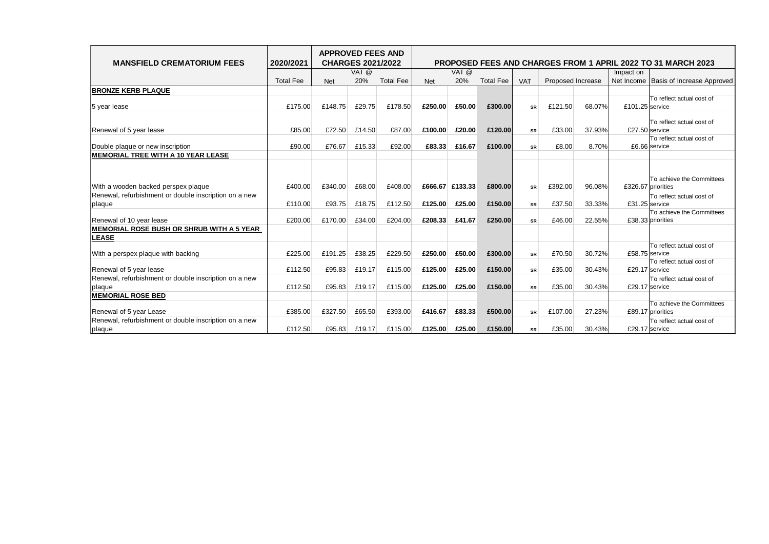| MANSFIELD CREMATORIUM FEES | 2020/2021 | APPROVED FEES AND CHARGES 2021/2022 | | | PROPOSED FEES AND CHARGES FROM 1 APRIL 2022 TO 31 MARCH 2023 | | | | | | | |
|---|---|---|---|---|---|---|---|---|---|---|---|---|
| | | | VAT @ | | | VAT @ | | | | | Impact on | |
| | Total Fee | Net | 20% | Total Fee | Net | 20% | Total Fee | VAT | Proposed Increase | | Net Income | Basis of Increase Approved |
| **BRONZE KERB PLAQUE** | | | | | | | | | | | | |
| 5 year lease | £175.00 | £148.75 | £29.75 | £178.50 | **£250.00** | **£50.00** | **£300.00** | SR | £121.50 | 68.07% | £101.25 | To reflect actual cost of service |
| Renewal of 5 year lease | £85.00 | £72.50 | £14.50 | £87.00 | **£100.00** | **£20.00** | **£120.00** | SR | £33.00 | 37.93% | £27.50 | To reflect actual cost of service |
| Double plaque or new inscription | £90.00 | £76.67 | £15.33 | £92.00 | **£83.33** | **£16.67** | **£100.00** | SR | £8.00 | 8.70% | £6.66 | To reflect actual cost of service |
| **MEMORIAL TREE WITH A 10 YEAR LEASE** | | | | | | | | | | | | |
| With a wooden backed perspex plaque | £400.00 | £340.00 | £68.00 | £408.00 | **£666.67** | **£133.33** | **£800.00** | SR | £392.00 | 96.08% | £326.67 | To achieve the Committees priorities |
| Renewal, refurbishment or double inscription on a new plaque | £110.00 | £93.75 | £18.75 | £112.50 | **£125.00** | **£25.00** | **£150.00** | SR | £37.50 | 33.33% | £31.25 | To reflect actual cost of service |
| Renewal of 10 year lease | £200.00 | £170.00 | £34.00 | £204.00 | **£208.33** | **£41.67** | **£250.00** | SR | £46.00 | 22.55% | £38.33 | To achieve the Committees priorities |
| **MEMORIAL ROSE BUSH OR SHRUB WITH A 5 YEAR LEASE** | | | | | | | | | | | | |
| With a perspex plaque with backing | £225.00 | £191.25 | £38.25 | £229.50 | **£250.00** | **£50.00** | **£300.00** | SR | £70.50 | 30.72% | £58.75 | To reflect actual cost of service |
| Renewal of 5 year lease | £112.50 | £95.83 | £19.17 | £115.00 | **£125.00** | **£25.00** | **£150.00** | SR | £35.00 | 30.43% | £29.17 | To reflect actual cost of service |
| Renewal, refurbishment or double inscription on a new plaque | £112.50 | £95.83 | £19.17 | £115.00 | **£125.00** | **£25.00** | **£150.00** | SR | £35.00 | 30.43% | £29.17 | To reflect actual cost of service |
| **MEMORIAL ROSE BED** | | | | | | | | | | | | |
| Renewal of 5 year Lease | £385.00 | £327.50 | £65.50 | £393.00 | **£416.67** | **£83.33** | **£500.00** | SR | £107.00 | 27.23% | £89.17 | To achieve the Committees priorities |
| Renewal, refurbishment or double inscription on a new plaque | £112.50 | £95.83 | £19.17 | £115.00 | **£125.00** | **£25.00** | **£150.00** | SR | £35.00 | 30.43% | £29.17 | To reflect actual cost of service |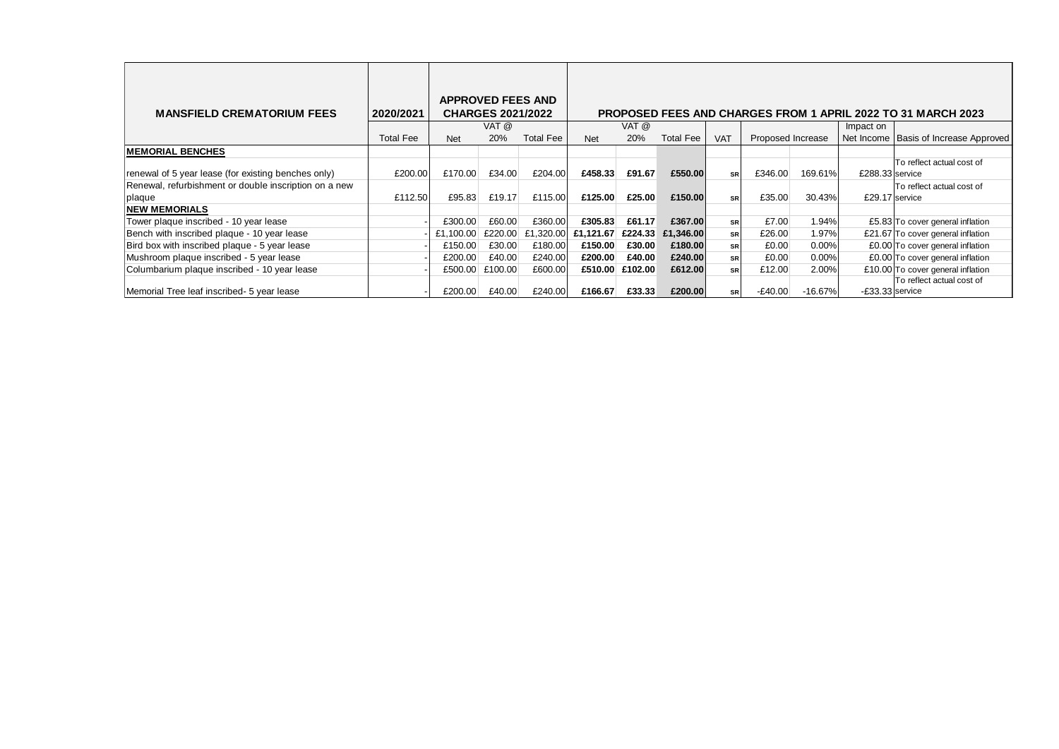| MANSFIELD CREMATORIUM FEES | 2020/2021 | APPROVED FEES AND CHARGES 2021/2022 | | | PROPOSED FEES AND CHARGES FROM 1 APRIL 2022 TO 31 MARCH 2023 | | | | | | | |
|---|---|---|---|---|---|---|---|---|---|---|---|---|
| | | | VAT @ | | | VAT @ | | | | | Impact on | |
| | Total Fee | Net | 20% | Total Fee | Net | 20% | Total Fee | VAT | Proposed Increase | | Net Income | Basis of Increase Approved |
| **MEMORIAL BENCHES** | | | | | | | | | | | | |
| renewal of 5 year lease (for existing benches only) | £200.00 | £170.00 | £34.00 | £204.00 | **£458.33** | **£91.67** | **£550.00** | SR | £346.00 | 169.61% | £288.33 | To reflect actual cost of service |
| Renewal, refurbishment or double inscription on a new plaque | £112.50 | £95.83 | £19.17 | £115.00 | **£125.00** | **£25.00** | **£150.00** | SR | £35.00 | 30.43% | £29.17 | To reflect actual cost of service |
| **NEW MEMORIALS** | | | | | | | | | | | | |
| Tower plaque inscribed - 10 year lease | - | £300.00 | £60.00 | £360.00 | **£305.83** | **£61.17** | **£367.00** | SR | £7.00 | 1.94% | £5.83 | To cover general inflation |
| Bench with inscribed plaque - 10 year lease | - | £1,100.00 | £220.00 | £1,320.00 | **£1,121.67** | **£224.33** | **£1,346.00** | SR | £26.00 | 1.97% | £21.67 | To cover general inflation |
| Bird box with inscribed plaque - 5 year lease | - | £150.00 | £30.00 | £180.00 | **£150.00** | **£30.00** | **£180.00** | SR | £0.00 | 0.00% | £0.00 | To cover general inflation |
| Mushroom plaque inscribed - 5 year lease | - | £200.00 | £40.00 | £240.00 | **£200.00** | **£40.00** | **£240.00** | SR | £0.00 | 0.00% | £0.00 | To cover general inflation |
| Columbarium plaque inscribed - 10 year lease | - | £500.00 | £100.00 | £600.00 | **£510.00** | **£102.00** | **£612.00** | SR | £12.00 | 2.00% | £10.00 | To cover general inflation |
| Memorial Tree leaf inscribed- 5 year lease | - | £200.00 | £40.00 | £240.00 | **£166.67** | **£33.33** | **£200.00** | SR | -£40.00 | -16.67% | -£33.33 | To reflect actual cost of service |